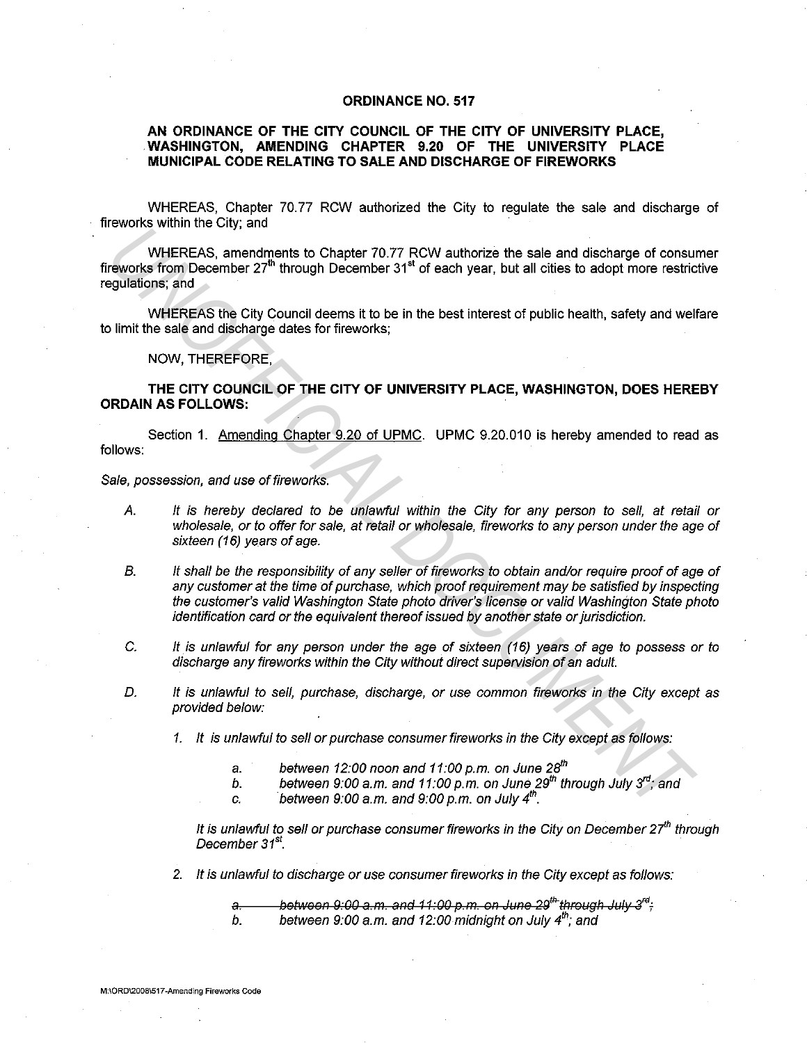# ORDINANCE NO. 517

## AN ORDINANCE OF THE CITY COUNCIL OF THE CITY OF UNIVERSITY PLACE, WASHINGTON, AMENDING CHAPTER 9.20 OF THE UNIVERSITY PLACE MUNICIPAL CODE RELATING TO SALE AND DISCHARGE OF FIREWORKS

WHEREAS, Chapter 70.77 RCW authorized the City to regulate the sale and discharge of fireworks within the City; and

WHEREAS, amendments to Chapter 70.77 RCW authorize the sale and discharge of consumer fireworks from December 27th through December 31st of each year, but all cities to adopt more restrictive regulations; and

WHEREAS the City Council deems it to be in the best interest of public health, safety and welfare to limit the sale and discharge dates for fireworks;

NOW, THEREFORE,

**THE CITY COUNCIL OF THE CITY OF UNIVERSITY PLACE, WASHINGTON, DOES HEREBY ORDAIN AS FOLLOWS:**

Section 1. Amending Chapter 9.20 of UPMC. UPMC 9.20.010 is hereby amended to read as follows:

*Sale, possession, and use of fireworks.*

A. *It is hereby declared to be unlawful within the City for any person to sell, at retail or wholesale, or to offer for sale, at retail or wholesale, fireworks to any person under the age of sixteen (16) years of age.*

B. *It shall be the responsibility of any seller of fireworks to obtain and/or require proof of age of any customer at the time of purchase, which proof requirement may be satisfied by inspecting the customer's valid Washington State photo driver's license or valid Washington State photo identification card or the equivalent thereof issued by another state or jurisdiction.*

C. *It is unlawful for any person under the age of sixteen (16) years of age to possess or to discharge any fireworks within the City without direct supervision of an adult.*

D. *It is unlawful to sell, purchase, discharge, or use common fireworks in the City except as provided below:*

   1. *It is unlawful to sell or purchase consumer fireworks in the City except as follows:*

      a. *between 12:00 noon and 11:00 p.m. on June 28th*
      b. *between 9:00 a.m. and 11:00 p.m. on June 29th through July 3rd; and*
      c. *between 9:00 a.m. and 9:00 p.m. on July 4th.*

   *It is unlawful to sell or purchase consumer fireworks in the City on December 27th through December 31st.*

   2. *It is unlawful to discharge or use consumer fireworks in the City except as follows:*

      ~~a. between 9:00 a.m. and 11:00 p.m. on June 29th through July 3rd;~~
      b. *between 9:00 a.m. and 12:00 midnight on July 4th; and*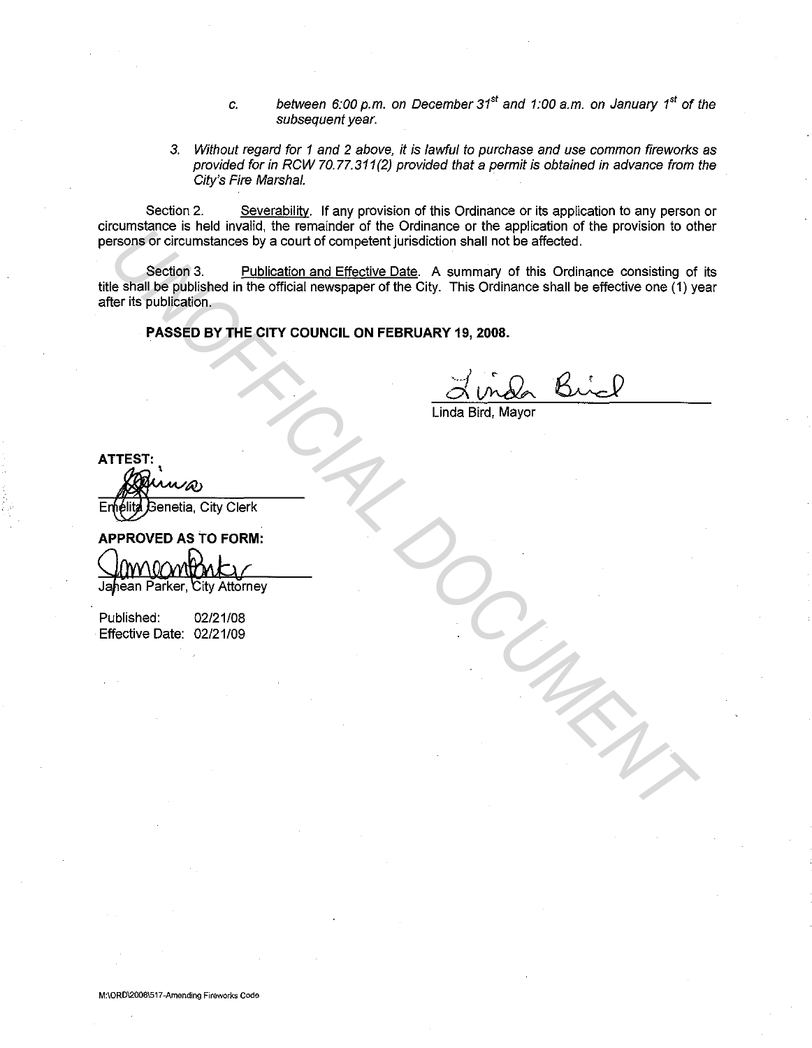c. *between 6:00 p.m. on December 31st and 1:00 a.m. on January 1st of the subsequent year.*

3. *Without regard for 1 and 2 above, it is lawful to purchase and use common fireworks as provided for in RCW 70.77.311(2) provided that a permit is obtained in advance from the City's Fire Marshal.*

Section 2. Severability. If any provision of this Ordinance or its application to any person or circumstance is held invalid, the remainder of the Ordinance or the application of the provision to other persons or circumstances by a court of competent jurisdiction shall not be affected.

Section 3. Publication and Effective Date. A summary of this Ordinance consisting of its title shall be published in the official newspaper of the City. This Ordinance shall be effective one (1) year after its publication.

**PASSED BY THE CITY COUNCIL ON FEBRUARY 19, 2008.**

Linda Bird

Linda Bird, Mayor

**ATTEST:**

Emelita Genetia, City Clerk

**APPROVED AS TO FORM:**

Janean Parker, City Attorney

Published: 02/21/08
Effective Date: 02/21/09

M:\ORD\2008\517-Amending Fireworks Code